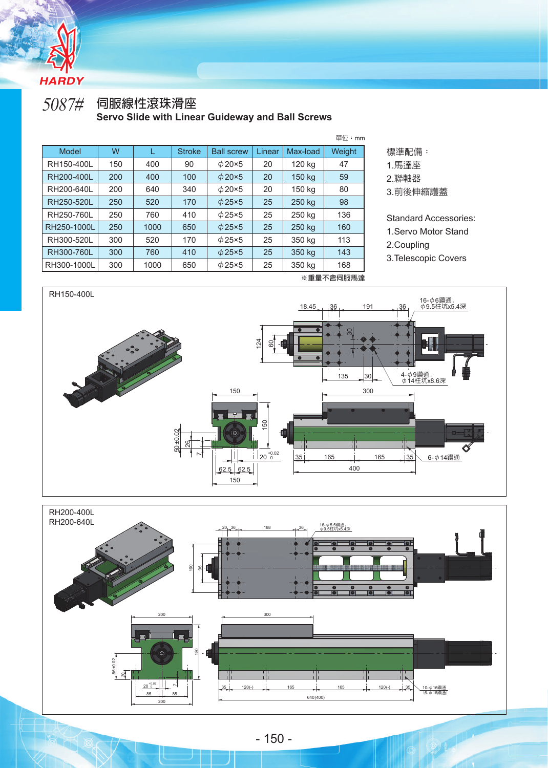# 5087# 伺服線性滾珠滑座

## Servo Slide with Linear Guideway and Ball Screws

單位：mm

| Model | W | L | Stroke | Ball screw | Linear | Max-load | Weight |
|---|---|---|---|---|---|---|---|
| RH150-400L | 150 | 400 | 90 | φ20×5 | 20 | 120 kg | 47 |
| RH200-400L | 200 | 400 | 100 | φ20×5 | 20 | 150 kg | 59 |
| RH200-640L | 200 | 640 | 340 | φ20×5 | 20 | 150 kg | 80 |
| RH250-520L | 250 | 520 | 170 | φ25×5 | 25 | 250 kg | 98 |
| RH250-760L | 250 | 760 | 410 | φ25×5 | 25 | 250 kg | 136 |
| RH250-1000L | 250 | 1000 | 650 | φ25×5 | 25 | 250 kg | 160 |
| RH300-520L | 300 | 520 | 170 | φ25×5 | 25 | 350 kg | 113 |
| RH300-760L | 300 | 760 | 410 | φ25×5 | 25 | 350 kg | 143 |
| RH300-1000L | 300 | 1000 | 650 | φ25×5 | 25 | 350 kg | 168 |

※重量不含伺服馬達

標準配備：
1.馬達座
2.聯軸器
3.前後伸縮護蓋

Standard Accessories:
1.Servo Motor Stand
2.Coupling
3.Telescopic Covers

RH150-400L

RH200-400L
RH200-640L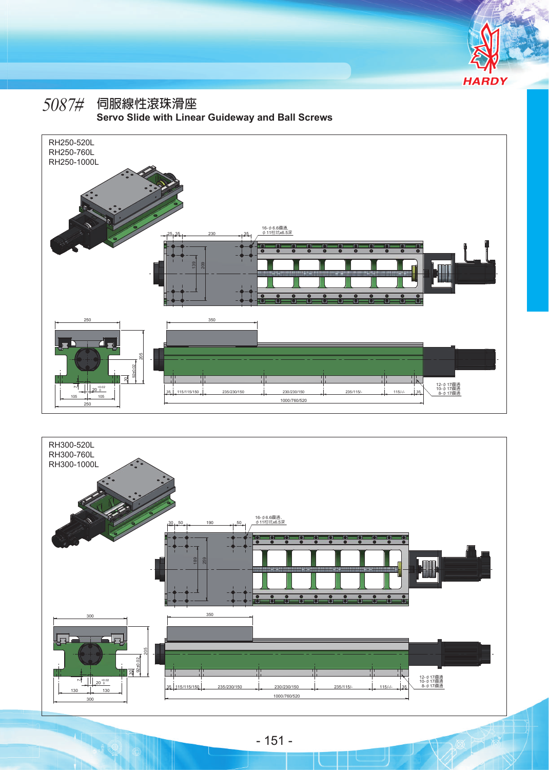# 5087# 伺服線性滾珠滑座

## Servo Slide with Linear Guideway and Ball Screws

RH250-520L
RH250-760L
RH250-1000L

25 35 230 35

16-φ6.6鑽通,
φ11柱坑x6.5深

139
209

250

350

205

92±0.02

30

7

20 +0.02 0

105 105

250

35 115/115/150 235/230/150 230/230/150 235/115/- 115/-/- 35

1000/760/520

12-φ17鑽通
10-φ17鑽通
8-φ17鑽通

RH300-520L
RH300-760L
RH300-1000L

30 50 190 50

16-φ6.6鑽通,
φ11柱坑x6.5深

189
259

300

350

205

92±0.02

30

7

20 +0.02 0

130 130

300

35 115/115/150 235/230/150 230/230/150 235/115/- 115/-/- 35

1000/760/520

12-φ17鑽通
10-φ17鑽通
8-φ17鑽通